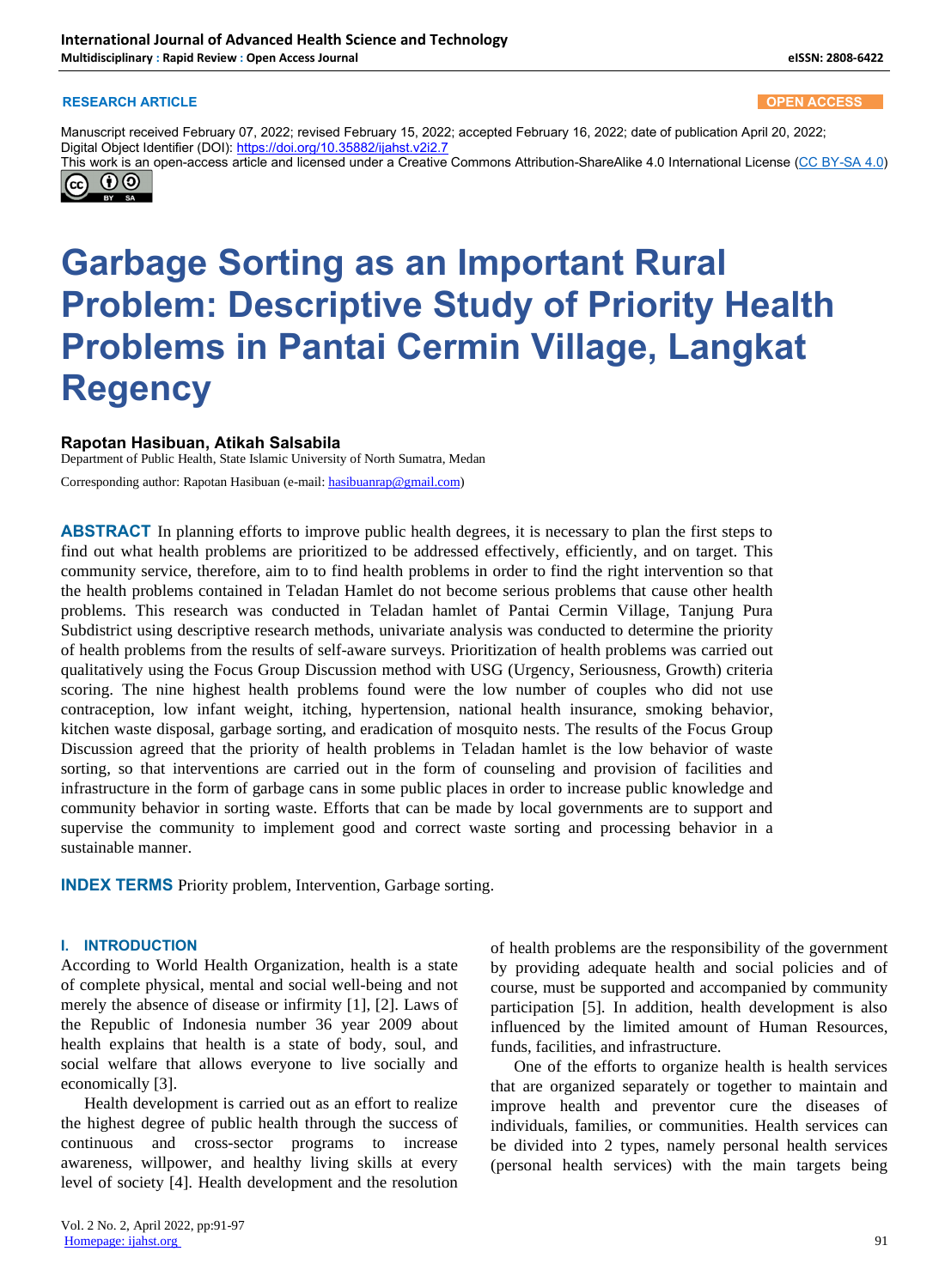**RESEARCH ARTICLE** **OPEN ACCESS**

Manuscript received February 07, 2022; revised February 15, 2022; accepted February 16, 2022; date of publication April 20, 2022;
Digital Object Identifier (DOI): https://doi.org/10.35882/ijahst.v2i2.7
This work is an open-access article and licensed under a Creative Commons Attribution-ShareAlike 4.0 International License (CC BY-SA 4.0)

# Garbage Sorting as an Important Rural Problem: Descriptive Study of Priority Health Problems in Pantai Cermin Village, Langkat Regency

**Rapotan Hasibuan, Atikah Salsabila**

Department of Public Health, State Islamic University of North Sumatra, Medan

Corresponding author: Rapotan Hasibuan (e-mail: hasibuanrap@gmail.com)

**ABSTRACT** In planning efforts to improve public health degrees, it is necessary to plan the first steps to find out what health problems are prioritized to be addressed effectively, efficiently, and on target. This community service, therefore, aim to to find health problems in order to find the right intervention so that the health problems contained in Teladan Hamlet do not become serious problems that cause other health problems. This research was conducted in Teladan hamlet of Pantai Cermin Village, Tanjung Pura Subdistrict using descriptive research methods, univariate analysis was conducted to determine the priority of health problems from the results of self-aware surveys. Prioritization of health problems was carried out qualitatively using the Focus Group Discussion method with USG (Urgency, Seriousness, Growth) criteria scoring. The nine highest health problems found were the low number of couples who did not use contraception, low infant weight, itching, hypertension, national health insurance, smoking behavior, kitchen waste disposal, garbage sorting, and eradication of mosquito nests. The results of the Focus Group Discussion agreed that the priority of health problems in Teladan hamlet is the low behavior of waste sorting, so that interventions are carried out in the form of counseling and provision of facilities and infrastructure in the form of garbage cans in some public places in order to increase public knowledge and community behavior in sorting waste. Efforts that can be made by local governments are to support and supervise the community to implement good and correct waste sorting and processing behavior in a sustainable manner.

**INDEX TERMS** Priority problem, Intervention, Garbage sorting.

## I. INTRODUCTION

According to World Health Organization, health is a state of complete physical, mental and social well-being and not merely the absence of disease or infirmity [1], [2]. Laws of the Republic of Indonesia number 36 year 2009 about health explains that health is a state of body, soul, and social welfare that allows everyone to live socially and economically [3].

Health development is carried out as an effort to realize the highest degree of public health through the success of continuous and cross-sector programs to increase awareness, willpower, and healthy living skills at every level of society [4]. Health development and the resolution of health problems are the responsibility of the government by providing adequate health and social policies and of course, must be supported and accompanied by community participation [5]. In addition, health development is also influenced by the limited amount of Human Resources, funds, facilities, and infrastructure.

One of the efforts to organize health is health services that are organized separately or together to maintain and improve health and preventor cure the diseases of individuals, families, or communities. Health services can be divided into 2 types, namely personal health services (personal health services) with the main targets being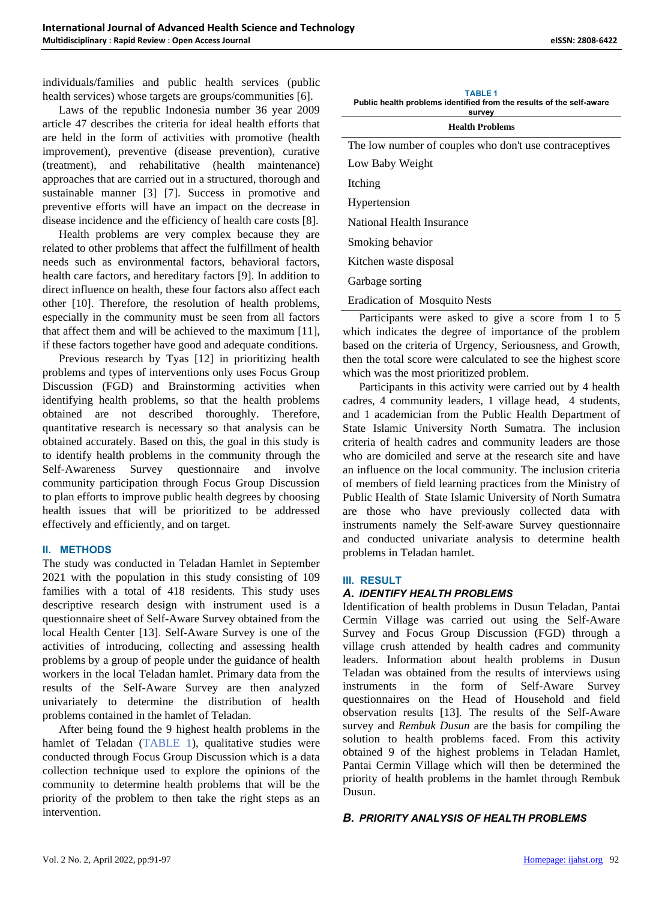individuals/families and public health services (public health services) whose targets are groups/communities [6].

Laws of the republic Indonesia number 36 year 2009 article 47 describes the criteria for ideal health efforts that are held in the form of activities with promotive (health improvement), preventive (disease prevention), curative (treatment), and rehabilitative (health maintenance) approaches that are carried out in a structured, thorough and sustainable manner [3] [7]. Success in promotive and preventive efforts will have an impact on the decrease in disease incidence and the efficiency of health care costs [8].

Health problems are very complex because they are related to other problems that affect the fulfillment of health needs such as environmental factors, behavioral factors, health care factors, and hereditary factors [9]. In addition to direct influence on health, these four factors also affect each other [10]. Therefore, the resolution of health problems, especially in the community must be seen from all factors that affect them and will be achieved to the maximum [11], if these factors together have good and adequate conditions.

Previous research by Tyas [12] in prioritizing health problems and types of interventions only uses Focus Group Discussion (FGD) and Brainstorming activities when identifying health problems, so that the health problems obtained are not described thoroughly. Therefore, quantitative research is necessary so that analysis can be obtained accurately. Based on this, the goal in this study is to identify health problems in the community through the Self-Awareness Survey questionnaire and involve community participation through Focus Group Discussion to plan efforts to improve public health degrees by choosing health issues that will be prioritized to be addressed effectively and efficiently, and on target.

## II. METHODS

The study was conducted in Teladan Hamlet in September 2021 with the population in this study consisting of 109 families with a total of 418 residents. This study uses descriptive research design with instrument used is a questionnaire sheet of Self-Aware Survey obtained from the local Health Center [13]. Self-Aware Survey is one of the activities of introducing, collecting and assessing health problems by a group of people under the guidance of health workers in the local Teladan hamlet. Primary data from the results of the Self-Aware Survey are then analyzed univariately to determine the distribution of health problems contained in the hamlet of Teladan.

After being found the 9 highest health problems in the hamlet of Teladan (TABLE 1), qualitative studies were conducted through Focus Group Discussion which is a data collection technique used to explore the opinions of the community to determine health problems that will be the priority of the problem to then take the right steps as an intervention.

**TABLE 1**
**Public health problems identified from the results of the self-aware survey**

| Health Problems |
|---|
| The low number of couples who don't use contraceptives |
| Low Baby Weight |
| Itching |
| Hypertension |
| National Health Insurance |
| Smoking behavior |
| Kitchen waste disposal |
| Garbage sorting |
| Eradication of Mosquito Nests |

Participants were asked to give a score from 1 to 5 which indicates the degree of importance of the problem based on the criteria of Urgency, Seriousness, and Growth, then the total score were calculated to see the highest score which was the most prioritized problem.

Participants in this activity were carried out by 4 health cadres, 4 community leaders, 1 village head, 4 students, and 1 academician from the Public Health Department of State Islamic University North Sumatra. The inclusion criteria of health cadres and community leaders are those who are domiciled and serve at the research site and have an influence on the local community. The inclusion criteria of members of field learning practices from the Ministry of Public Health of State Islamic University of North Sumatra are those who have previously collected data with instruments namely the Self-aware Survey questionnaire and conducted univariate analysis to determine health problems in Teladan hamlet.

## III. RESULT

### A. IDENTIFY HEALTH PROBLEMS

Identification of health problems in Dusun Teladan, Pantai Cermin Village was carried out using the Self-Aware Survey and Focus Group Discussion (FGD) through a village crush attended by health cadres and community leaders. Information about health problems in Dusun Teladan was obtained from the results of interviews using instruments in the form of Self-Aware Survey questionnaires on the Head of Household and field observation results [13]. The results of the Self-Aware survey and *Rembuk Dusun* are the basis for compiling the solution to health problems faced. From this activity obtained 9 of the highest problems in Teladan Hamlet, Pantai Cermin Village which will then be determined the priority of health problems in the hamlet through Rembuk Dusun.

### B. PRIORITY ANALYSIS OF HEALTH PROBLEMS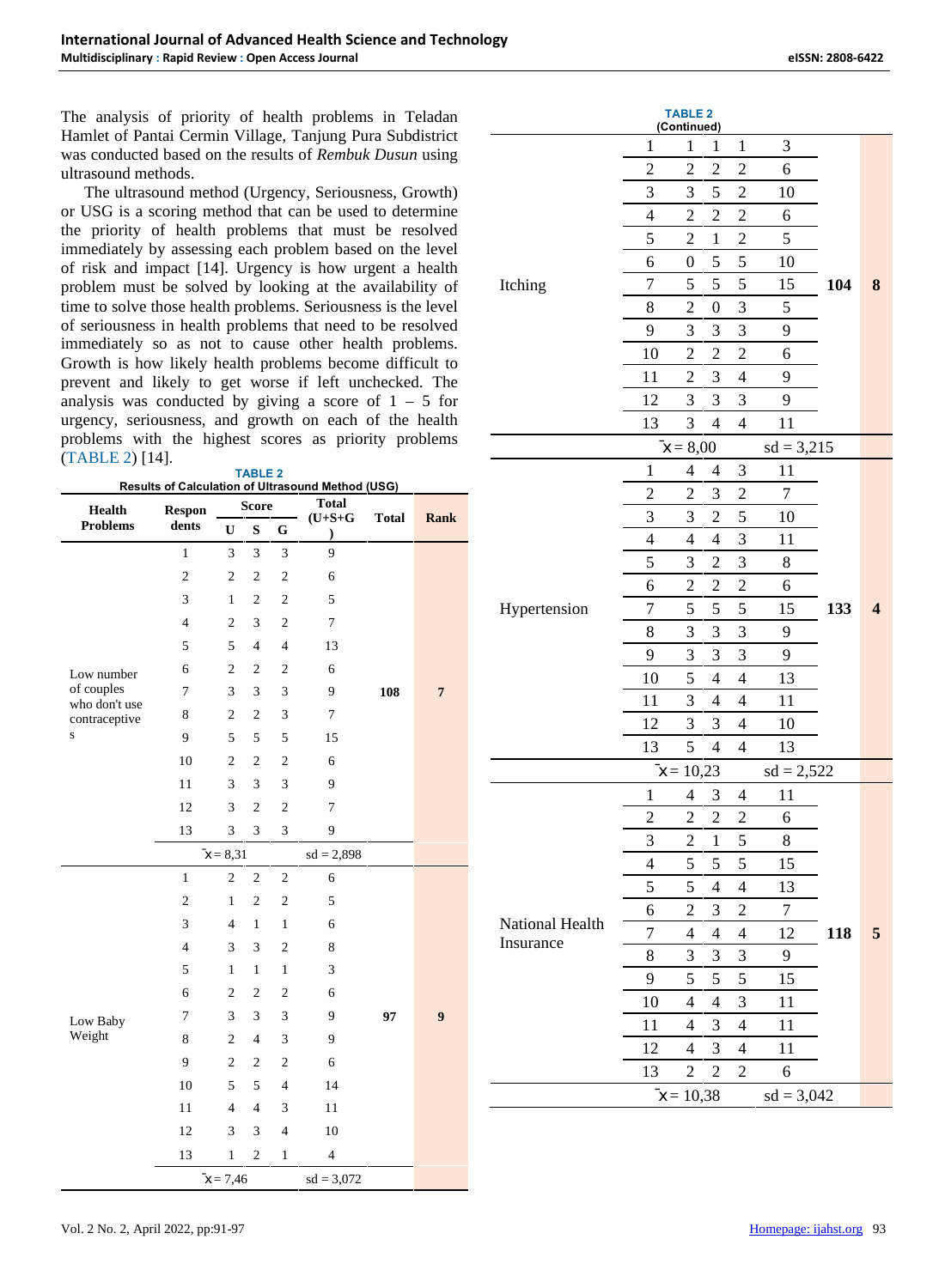The analysis of priority of health problems in Teladan Hamlet of Pantai Cermin Village, Tanjung Pura Subdistrict was conducted based on the results of *Rembuk Dusun* using ultrasound methods.

The ultrasound method (Urgency, Seriousness, Growth) or USG is a scoring method that can be used to determine the priority of health problems that must be resolved immediately by assessing each problem based on the level of risk and impact [14]. Urgency is how urgent a health problem must be solved by looking at the availability of time to solve those health problems. Seriousness is the level of seriousness in health problems that need to be resolved immediately so as not to cause other health problems. Growth is how likely health problems become difficult to prevent and likely to get worse if left unchecked. The analysis was conducted by giving a score of 1 – 5 for urgency, seriousness, and growth on each of the health problems with the highest scores as priority problems (TABLE 2) [14].

**TABLE 2**
**Results of Calculation of Ultrasound Method (USG)**

| Health Problems | Respondents | Score | | | Total (U+S+G) | Total | Rank |
|---|---|---|---|---|---|---|---|
| | | U | S | G | | | |
| Low number of couples who don't use contraceptives | 1 | 3 | 3 | 3 | 9 | 108 | 7 |
| | 2 | 2 | 2 | 2 | 6 | | |
| | 3 | 1 | 2 | 2 | 5 | | |
| | 4 | 2 | 3 | 2 | 7 | | |
| | 5 | 5 | 4 | 4 | 13 | | |
| | 6 | 2 | 2 | 2 | 6 | | |
| | 7 | 3 | 3 | 3 | 9 | | |
| | 8 | 2 | 2 | 3 | 7 | | |
| | 9 | 5 | 5 | 5 | 15 | | |
| | 10 | 2 | 2 | 2 | 6 | | |
| | 11 | 3 | 3 | 3 | 9 | | |
| | 12 | 3 | 2 | 2 | 7 | | |
| | 13 | 3 | 3 | 3 | 9 | | |
| | $\bar{x}$ = 8,31 | | | | sd = 2,898 | | |
| Low Baby Weight | 1 | 2 | 2 | 2 | 6 | 97 | 9 |
| | 2 | 1 | 2 | 2 | 5 | | |
| | 3 | 4 | 1 | 1 | 6 | | |
| | 4 | 3 | 3 | 2 | 8 | | |
| | 5 | 1 | 1 | 1 | 3 | | |
| | 6 | 2 | 2 | 2 | 6 | | |
| | 7 | 3 | 3 | 3 | 9 | | |
| | 8 | 2 | 4 | 3 | 9 | | |
| | 9 | 2 | 2 | 2 | 6 | | |
| | 10 | 5 | 5 | 4 | 14 | | |
| | 11 | 4 | 4 | 3 | 11 | | |
| | 12 | 3 | 3 | 4 | 10 | | |
| | 13 | 1 | 2 | 1 | 4 | | |
| | $\bar{x}$ = 7,46 | | | | sd = 3,072 | | |
| Itching | 1 | 1 | 1 | 1 | 3 | 104 | 8 |
| | 2 | 2 | 2 | 2 | 6 | | |
| | 3 | 3 | 5 | 2 | 10 | | |
| | 4 | 2 | 2 | 2 | 6 | | |
| | 5 | 2 | 1 | 2 | 5 | | |
| | 6 | 0 | 5 | 5 | 10 | | |
| | 7 | 5 | 5 | 5 | 15 | | |
| | 8 | 2 | 0 | 3 | 5 | | |
| | 9 | 3 | 3 | 3 | 9 | | |
| | 10 | 2 | 2 | 2 | 6 | | |
| | 11 | 2 | 3 | 4 | 9 | | |
| | 12 | 3 | 3 | 3 | 9 | | |
| | 13 | 3 | 4 | 4 | 11 | | |
| | $\bar{x}$ = 8,00 | | | | sd = 3,215 | | |
| Hypertension | 1 | 4 | 4 | 3 | 11 | 133 | 4 |
| | 2 | 2 | 3 | 2 | 7 | | |
| | 3 | 3 | 2 | 5 | 10 | | |
| | 4 | 4 | 4 | 3 | 11 | | |
| | 5 | 3 | 2 | 3 | 8 | | |
| | 6 | 2 | 2 | 2 | 6 | | |
| | 7 | 5 | 5 | 5 | 15 | | |
| | 8 | 3 | 3 | 3 | 9 | | |
| | 9 | 3 | 3 | 3 | 9 | | |
| | 10 | 5 | 4 | 4 | 13 | | |
| | 11 | 3 | 4 | 4 | 11 | | |
| | 12 | 3 | 3 | 4 | 10 | | |
| | 13 | 5 | 4 | 4 | 13 | | |
| | $\bar{x}$ = 10,23 | | | | sd = 2,522 | | |
| National Health Insurance | 1 | 4 | 3 | 4 | 11 | 118 | 5 |
| | 2 | 2 | 2 | 2 | 6 | | |
| | 3 | 2 | 1 | 5 | 8 | | |
| | 4 | 5 | 5 | 5 | 15 | | |
| | 5 | 5 | 4 | 4 | 13 | | |
| | 6 | 2 | 3 | 2 | 7 | | |
| | 7 | 4 | 4 | 4 | 12 | | |
| | 8 | 3 | 3 | 3 | 9 | | |
| | 9 | 5 | 5 | 5 | 15 | | |
| | 10 | 4 | 4 | 3 | 11 | | |
| | 11 | 4 | 3 | 4 | 11 | | |
| | 12 | 4 | 3 | 4 | 11 | | |
| | 13 | 2 | 2 | 2 | 6 | | |
| | $\bar{x}$ = 10,38 | | | | sd = 3,042 | | |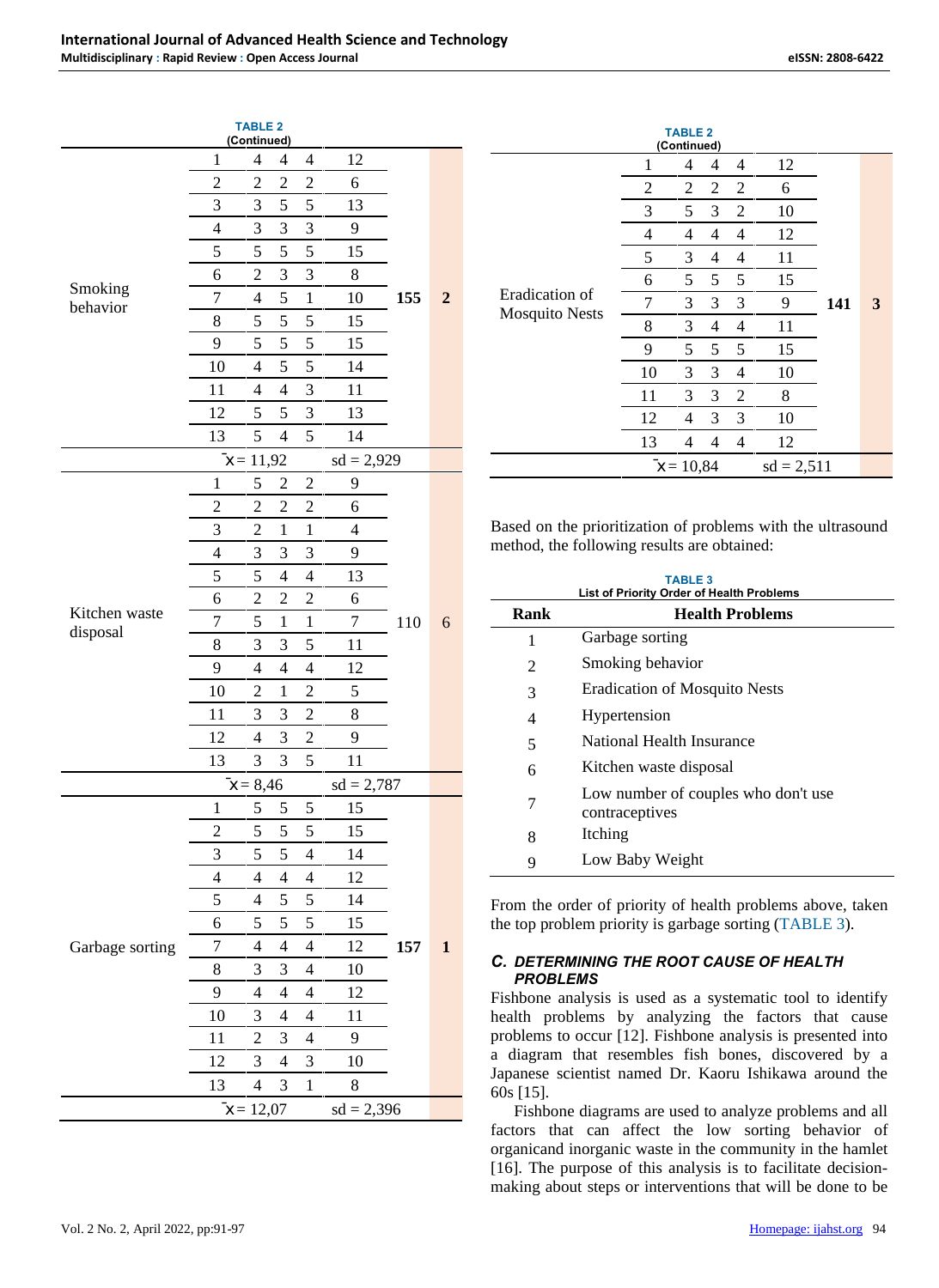**TABLE 2**
**(Continued)**

| | | | | | | | |
|---|---|---|---|---|---|---|---|
| Smoking behavior | 1 | 4 | 4 | 4 | 12 | 155 | 2 |
| | 2 | 2 | 2 | 2 | 6 | | |
| | 3 | 3 | 5 | 5 | 13 | | |
| | 4 | 3 | 3 | 3 | 9 | | |
| | 5 | 5 | 5 | 5 | 15 | | |
| | 6 | 2 | 3 | 3 | 8 | | |
| | 7 | 4 | 5 | 1 | 10 | | |
| | 8 | 5 | 5 | 5 | 15 | | |
| | 9 | 5 | 5 | 5 | 15 | | |
| | 10 | 4 | 5 | 5 | 14 | | |
| | 11 | 4 | 4 | 3 | 11 | | |
| | 12 | 5 | 5 | 3 | 13 | | |
| | 13 | 5 | 4 | 5 | 14 | | |
| | $\bar{x}$ = 11,92 | | | | sd = 2,929 | | |
| Kitchen waste disposal | 1 | 5 | 2 | 2 | 9 | 110 | 6 |
| | 2 | 2 | 2 | 2 | 6 | | |
| | 3 | 2 | 1 | 1 | 4 | | |
| | 4 | 3 | 3 | 3 | 9 | | |
| | 5 | 5 | 4 | 4 | 13 | | |
| | 6 | 2 | 2 | 2 | 6 | | |
| | 7 | 5 | 1 | 1 | 7 | | |
| | 8 | 3 | 3 | 5 | 11 | | |
| | 9 | 4 | 4 | 4 | 12 | | |
| | 10 | 2 | 1 | 2 | 5 | | |
| | 11 | 3 | 3 | 2 | 8 | | |
| | 12 | 4 | 3 | 2 | 9 | | |
| | 13 | 3 | 3 | 5 | 11 | | |
| | $\bar{x}$ = 8,46 | | | | sd = 2,787 | | |
| Garbage sorting | 1 | 5 | 5 | 5 | 15 | 157 | 1 |
| | 2 | 5 | 5 | 5 | 15 | | |
| | 3 | 5 | 5 | 4 | 14 | | |
| | 4 | 4 | 4 | 4 | 12 | | |
| | 5 | 4 | 5 | 5 | 14 | | |
| | 6 | 5 | 5 | 5 | 15 | | |
| | 7 | 4 | 4 | 4 | 12 | | |
| | 8 | 3 | 3 | 4 | 10 | | |
| | 9 | 4 | 4 | 4 | 12 | | |
| | 10 | 3 | 4 | 4 | 11 | | |
| | 11 | 2 | 3 | 4 | 9 | | |
| | 12 | 3 | 4 | 3 | 10 | | |
| | 13 | 4 | 3 | 1 | 8 | | |
| | $\bar{x}$ = 12,07 | | | | sd = 2,396 | | |
| Eradication of Mosquito Nests | 1 | 4 | 4 | 4 | 12 | **141** | **3** |
| | 2 | 2 | 2 | 2 | 6 | | |
| | 3 | 5 | 3 | 2 | 10 | | |
| | 4 | 4 | 4 | 4 | 12 | | |
| | 5 | 3 | 4 | 4 | 11 | | |
| | 6 | 5 | 5 | 5 | 15 | | |
| | 7 | 3 | 3 | 3 | 9 | | |
| | 8 | 3 | 4 | 4 | 11 | | |
| | 9 | 5 | 5 | 5 | 15 | | |
| | 10 | 3 | 3 | 4 | 10 | | |
| | 11 | 3 | 3 | 2 | 8 | | |
| | 12 | 4 | 3 | 3 | 10 | | |
| | 13 | 4 | 4 | 4 | 12 | | |
| | $\bar{x}$ = 10,84 | | | | sd = 2,511 | | |

Based on the prioritization of problems with the ultrasound method, the following results are obtained:

**TABLE 3**
**List of Priority Order of Health Problems**

| Rank | Health Problems |
|---|---|
| 1 | Garbage sorting |
| 2 | Smoking behavior |
| 3 | Eradication of Mosquito Nests |
| 4 | Hypertension |
| 5 | National Health Insurance |
| 6 | Kitchen waste disposal |
| 7 | Low number of couples who don't use contraceptives |
| 8 | Itching |
| 9 | Low Baby Weight |

From the order of priority of health problems above, taken the top problem priority is garbage sorting (TABLE 3).

### *C. DETERMINING THE ROOT CAUSE OF HEALTH PROBLEMS*

Fishbone analysis is used as a systematic tool to identify health problems by analyzing the factors that cause problems to occur [12]. Fishbone analysis is presented into a diagram that resembles fish bones, discovered by a Japanese scientist named Dr. Kaoru Ishikawa around the 60s [15].

Fishbone diagrams are used to analyze problems and all factors that can affect the low sorting behavior of organicand inorganic waste in the community in the hamlet [16]. The purpose of this analysis is to facilitate decision-making about steps or interventions that will be done to be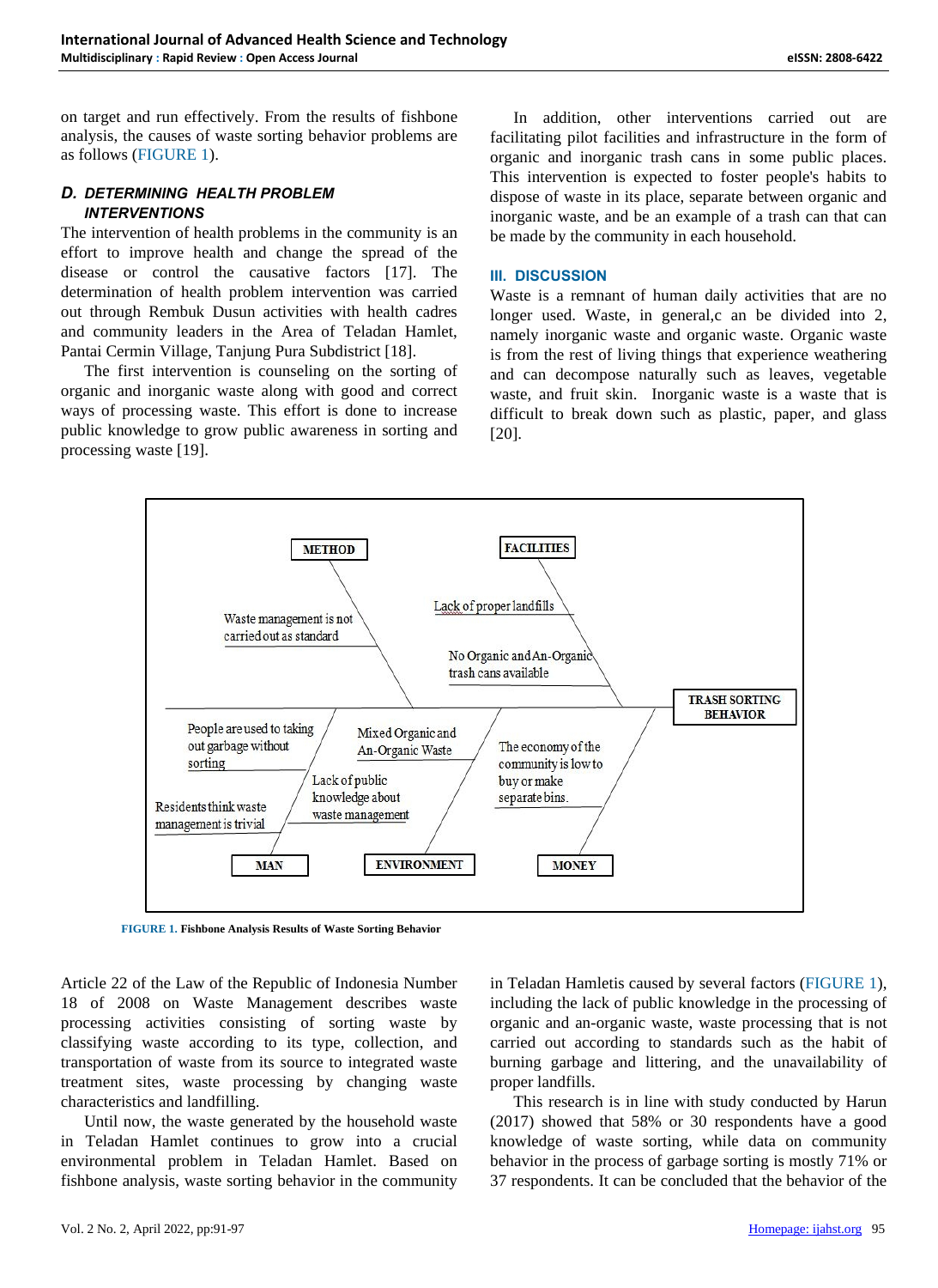on target and run effectively. From the results of fishbone analysis, the causes of waste sorting behavior problems are as follows (FIGURE 1).

### *D. DETERMINING HEALTH PROBLEM INTERVENTIONS*

The intervention of health problems in the community is an effort to improve health and change the spread of the disease or control the causative factors [17]. The determination of health problem intervention was carried out through Rembuk Dusun activities with health cadres and community leaders in the Area of Teladan Hamlet, Pantai Cermin Village, Tanjung Pura Subdistrict [18].

The first intervention is counseling on the sorting of organic and inorganic waste along with good and correct ways of processing waste. This effort is done to increase public knowledge to grow public awareness in sorting and processing waste [19].

In addition, other interventions carried out are facilitating pilot facilities and infrastructure in the form of organic and inorganic trash cans in some public places. This intervention is expected to foster people's habits to dispose of waste in its place, separate between organic and inorganic waste, and be an example of a trash can that can be made by the community in each household.

## III. DISCUSSION

Waste is a remnant of human daily activities that are no longer used. Waste, in general,c an be divided into 2, namely inorganic waste and organic waste. Organic waste is from the rest of living things that experience weathering and can decompose naturally such as leaves, vegetable waste, and fruit skin. Inorganic waste is a waste that is difficult to break down such as plastic, paper, and glass [20].

**FIGURE 1.** **Fishbone Analysis Results of Waste Sorting Behavior**

Article 22 of the Law of the Republic of Indonesia Number 18 of 2008 on Waste Management describes waste processing activities consisting of sorting waste by classifying waste according to its type, collection, and transportation of waste from its source to integrated waste treatment sites, waste processing by changing waste characteristics and landfilling.

Until now, the waste generated by the household waste in Teladan Hamlet continues to grow into a crucial environmental problem in Teladan Hamlet. Based on fishbone analysis, waste sorting behavior in the community in Teladan Hamletis caused by several factors (FIGURE 1), including the lack of public knowledge in the processing of organic and an-organic waste, waste processing that is not carried out according to standards such as the habit of burning garbage and littering, and the unavailability of proper landfills.

This research is in line with study conducted by Harun (2017) showed that 58% or 30 respondents have a good knowledge of waste sorting, while data on community behavior in the process of garbage sorting is mostly 71% or 37 respondents. It can be concluded that the behavior of the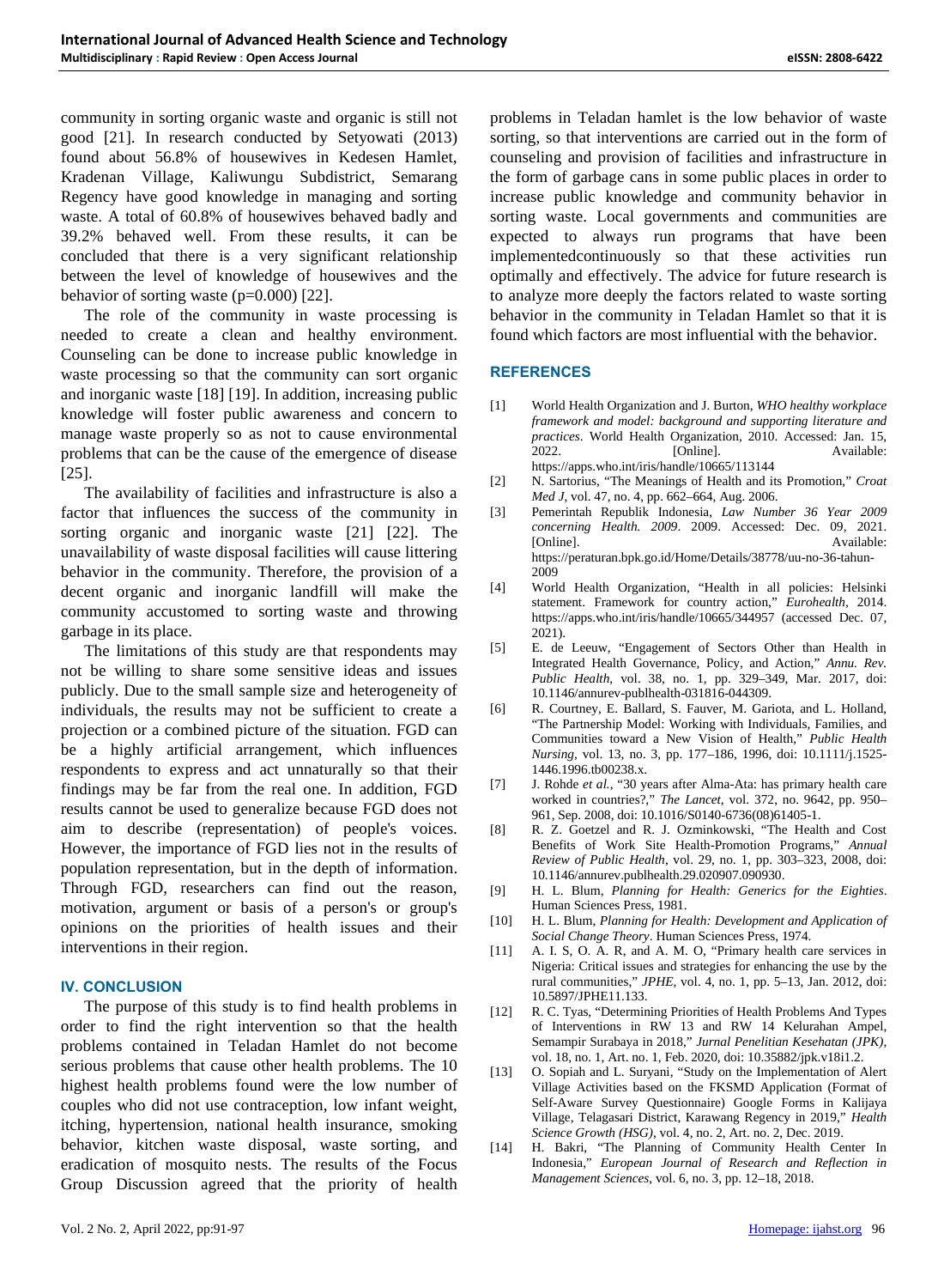community in sorting organic waste and organic is still not good [21]. In research conducted by Setyowati (2013) found about 56.8% of housewives in Kedesen Hamlet, Kradenan Village, Kaliwungu Subdistrict, Semarang Regency have good knowledge in managing and sorting waste. A total of 60.8% of housewives behaved badly and 39.2% behaved well. From these results, it can be concluded that there is a very significant relationship between the level of knowledge of housewives and the behavior of sorting waste (p=0.000) [22].

The role of the community in waste processing is needed to create a clean and healthy environment. Counseling can be done to increase public knowledge in waste processing so that the community can sort organic and inorganic waste [18] [19]. In addition, increasing public knowledge will foster public awareness and concern to manage waste properly so as not to cause environmental problems that can be the cause of the emergence of disease [25].

The availability of facilities and infrastructure is also a factor that influences the success of the community in sorting organic and inorganic waste [21] [22]. The unavailability of waste disposal facilities will cause littering behavior in the community. Therefore, the provision of a decent organic and inorganic landfill will make the community accustomed to sorting waste and throwing garbage in its place.

The limitations of this study are that respondents may not be willing to share some sensitive ideas and issues publicly. Due to the small sample size and heterogeneity of individuals, the results may not be sufficient to create a projection or a combined picture of the situation. FGD can be a highly artificial arrangement, which influences respondents to express and act unnaturally so that their findings may be far from the real one. In addition, FGD results cannot be used to generalize because FGD does not aim to describe (representation) of people's voices. However, the importance of FGD lies not in the results of population representation, but in the depth of information. Through FGD, researchers can find out the reason, motivation, argument or basis of a person's or group's opinions on the priorities of health issues and their interventions in their region.

## IV. CONCLUSION

The purpose of this study is to find health problems in order to find the right intervention so that the health problems contained in Teladan Hamlet do not become serious problems that cause other health problems. The 10 highest health problems found were the low number of couples who did not use contraception, low infant weight, itching, hypertension, national health insurance, smoking behavior, kitchen waste disposal, waste sorting, and eradication of mosquito nests. The results of the Focus Group Discussion agreed that the priority of health problems in Teladan hamlet is the low behavior of waste sorting, so that interventions are carried out in the form of counseling and provision of facilities and infrastructure in the form of garbage cans in some public places in order to increase public knowledge and community behavior in sorting waste. Local governments and communities are expected to always run programs that have been implementedcontinuously so that these activities run optimally and effectively. The advice for future research is to analyze more deeply the factors related to waste sorting behavior in the community in Teladan Hamlet so that it is found which factors are most influential with the behavior.

## REFERENCES

[1] World Health Organization and J. Burton, *WHO healthy workplace framework and model: background and supporting literature and practices*. World Health Organization, 2010. Accessed: Jan. 15, 2022. [Online]. Available: https://apps.who.int/iris/handle/10665/113144

[2] N. Sartorius, "The Meanings of Health and its Promotion," *Croat Med J*, vol. 47, no. 4, pp. 662–664, Aug. 2006.

[3] Pemerintah Republik Indonesia, *Law Number 36 Year 2009 concerning Health. 2009*. 2009. Accessed: Dec. 09, 2021. [Online]. Available: https://peraturan.bpk.go.id/Home/Details/38778/uu-no-36-tahun-2009

[4] World Health Organization, "Health in all policies: Helsinki statement. Framework for country action," *Eurohealth*, 2014. https://apps.who.int/iris/handle/10665/344957 (accessed Dec. 07, 2021).

[5] E. de Leeuw, "Engagement of Sectors Other than Health in Integrated Health Governance, Policy, and Action," *Annu. Rev. Public Health*, vol. 38, no. 1, pp. 329–349, Mar. 2017, doi: 10.1146/annurev-publhealth-031816-044309.

[6] R. Courtney, E. Ballard, S. Fauver, M. Gariota, and L. Holland, "The Partnership Model: Working with Individuals, Families, and Communities toward a New Vision of Health," *Public Health Nursing*, vol. 13, no. 3, pp. 177–186, 1996, doi: 10.1111/j.1525-1446.1996.tb00238.x.

[7] J. Rohde *et al.*, "30 years after Alma-Ata: has primary health care worked in countries?," *The Lancet*, vol. 372, no. 9642, pp. 950–961, Sep. 2008, doi: 10.1016/S0140-6736(08)61405-1.

[8] R. Z. Goetzel and R. J. Ozminkowski, "The Health and Cost Benefits of Work Site Health-Promotion Programs," *Annual Review of Public Health*, vol. 29, no. 1, pp. 303–323, 2008, doi: 10.1146/annurev.publhealth.29.020907.090930.

[9] H. L. Blum, *Planning for Health: Generics for the Eighties*. Human Sciences Press, 1981.

[10] H. L. Blum, *Planning for Health: Development and Application of Social Change Theory*. Human Sciences Press, 1974.

[11] A. I. S, O. A. R, and A. M. O, "Primary health care services in Nigeria: Critical issues and strategies for enhancing the use by the rural communities," *JPHE*, vol. 4, no. 1, pp. 5–13, Jan. 2012, doi: 10.5897/JPHE11.133.

[12] R. C. Tyas, "Determining Priorities of Health Problems And Types of Interventions in RW 13 and RW 14 Kelurahan Ampel, Semampir Surabaya in 2018," *Jurnal Penelitian Kesehatan (JPK)*, vol. 18, no. 1, Art. no. 1, Feb. 2020, doi: 10.35882/jpk.v18i1.2.

[13] O. Sopiah and L. Suryani, "Study on the Implementation of Alert Village Activities based on the FKSMD Application (Format of Self-Aware Survey Questionnaire) Google Forms in Kalijaya Village, Telagasari District, Karawang Regency in 2019," *Health Science Growth (HSG)*, vol. 4, no. 2, Art. no. 2, Dec. 2019.

[14] H. Bakri, "The Planning of Community Health Center In Indonesia," *European Journal of Research and Reflection in Management Sciences*, vol. 6, no. 3, pp. 12–18, 2018.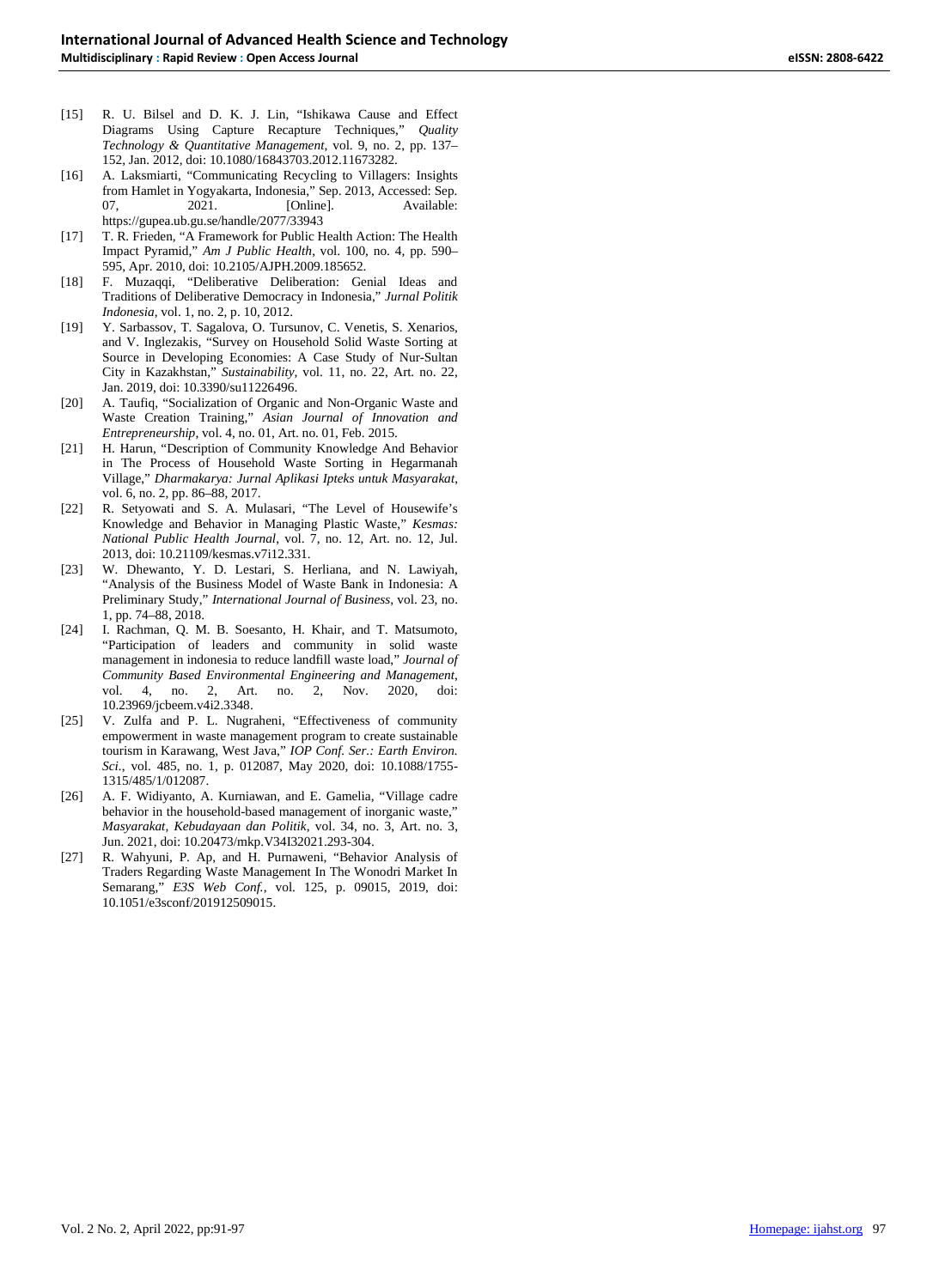[15] R. U. Bilsel and D. K. J. Lin, "Ishikawa Cause and Effect Diagrams Using Capture Recapture Techniques," *Quality Technology & Quantitative Management*, vol. 9, no. 2, pp. 137–152, Jan. 2012, doi: 10.1080/16843703.2012.11673282.

[16] A. Laksmiarti, "Communicating Recycling to Villagers: Insights from Hamlet in Yogyakarta, Indonesia," Sep. 2013, Accessed: Sep. 07, 2021. [Online]. Available: https://gupea.ub.gu.se/handle/2077/33943

[17] T. R. Frieden, "A Framework for Public Health Action: The Health Impact Pyramid," *Am J Public Health*, vol. 100, no. 4, pp. 590–595, Apr. 2010, doi: 10.2105/AJPH.2009.185652.

[18] F. Muzaqqi, "Deliberative Deliberation: Genial Ideas and Traditions of Deliberative Democracy in Indonesia," *Jurnal Politik Indonesia*, vol. 1, no. 2, p. 10, 2012.

[19] Y. Sarbassov, T. Sagalova, O. Tursunov, C. Venetis, S. Xenarios, and V. Inglezakis, "Survey on Household Solid Waste Sorting at Source in Developing Economies: A Case Study of Nur-Sultan City in Kazakhstan," *Sustainability*, vol. 11, no. 22, Art. no. 22, Jan. 2019, doi: 10.3390/su11226496.

[20] A. Taufiq, "Socialization of Organic and Non-Organic Waste and Waste Creation Training," *Asian Journal of Innovation and Entrepreneurship*, vol. 4, no. 01, Art. no. 01, Feb. 2015.

[21] H. Harun, "Description of Community Knowledge And Behavior in The Process of Household Waste Sorting in Hegarmanah Village," *Dharmakarya: Jurnal Aplikasi Ipteks untuk Masyarakat*, vol. 6, no. 2, pp. 86–88, 2017.

[22] R. Setyowati and S. A. Mulasari, "The Level of Housewife's Knowledge and Behavior in Managing Plastic Waste," *Kesmas: National Public Health Journal*, vol. 7, no. 12, Art. no. 12, Jul. 2013, doi: 10.21109/kesmas.v7i12.331.

[23] W. Dhewanto, Y. D. Lestari, S. Herliana, and N. Lawiyah, "Analysis of the Business Model of Waste Bank in Indonesia: A Preliminary Study," *International Journal of Business*, vol. 23, no. 1, pp. 74–88, 2018.

[24] I. Rachman, Q. M. B. Soesanto, H. Khair, and T. Matsumoto, "Participation of leaders and community in solid waste management in indonesia to reduce landfill waste load," *Journal of Community Based Environmental Engineering and Management*, vol. 4, no. 2, Art. no. 2, Nov. 2020, doi: 10.23969/jcbeem.v4i2.3348.

[25] V. Zulfa and P. L. Nugraheni, "Effectiveness of community empowerment in waste management program to create sustainable tourism in Karawang, West Java," *IOP Conf. Ser.: Earth Environ. Sci.*, vol. 485, no. 1, p. 012087, May 2020, doi: 10.1088/1755-1315/485/1/012087.

[26] A. F. Widiyanto, A. Kurniawan, and E. Gamelia, "Village cadre behavior in the household-based management of inorganic waste," *Masyarakat, Kebudayaan dan Politik*, vol. 34, no. 3, Art. no. 3, Jun. 2021, doi: 10.20473/mkp.V34I32021.293-304.

[27] R. Wahyuni, P. Ap, and H. Purnaweni, "Behavior Analysis of Traders Regarding Waste Management In The Wonodri Market In Semarang," *E3S Web Conf.*, vol. 125, p. 09015, 2019, doi: 10.1051/e3sconf/201912509015.